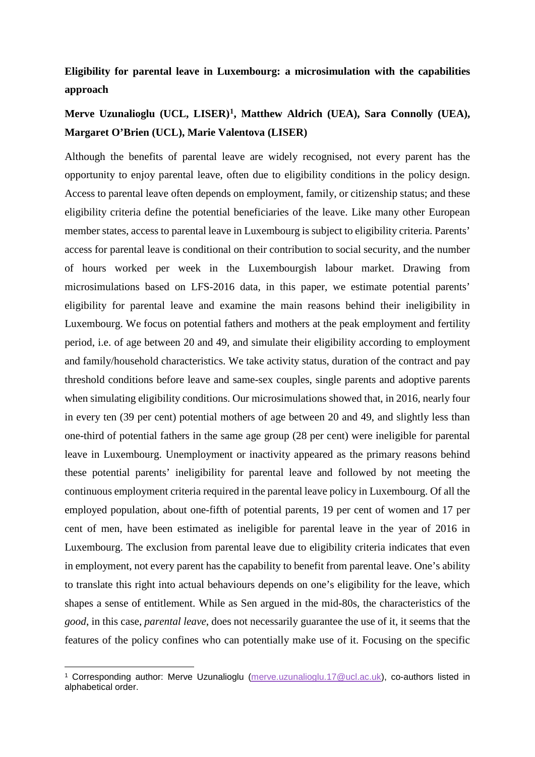**Eligibility for parental leave in Luxembourg: a microsimulation with the capabilities approach**

**Merve Uzunalioglu (UCL, LISER)[1], Matthew Aldrich (UEA), Sara Connolly (UEA), Margaret O'Brien (UCL), Marie Valentova (LISER)**

Although the benefits of parental leave are widely recognised, not every parent has the opportunity to enjoy parental leave, often due to eligibility conditions in the policy design. Access to parental leave often depends on employment, family, or citizenship status; and these eligibility criteria define the potential beneficiaries of the leave. Like many other European member states, access to parental leave in Luxembourg is subject to eligibility criteria. Parents' access for parental leave is conditional on their contribution to social security, and the number of hours worked per week in the Luxembourgish labour market. Drawing from microsimulations based on LFS-2016 data, in this paper, we estimate potential parents' eligibility for parental leave and examine the main reasons behind their ineligibility in Luxembourg. We focus on potential fathers and mothers at the peak employment and fertility period, i.e. of age between 20 and 49, and simulate their eligibility according to employment and family/household characteristics. We take activity status, duration of the contract and pay threshold conditions before leave and same-sex couples, single parents and adoptive parents when simulating eligibility conditions. Our microsimulations showed that, in 2016, nearly four in every ten (39 per cent) potential mothers of age between 20 and 49, and slightly less than one-third of potential fathers in the same age group (28 per cent) were ineligible for parental leave in Luxembourg. Unemployment or inactivity appeared as the primary reasons behind these potential parents' ineligibility for parental leave and followed by not meeting the continuous employment criteria required in the parental leave policy in Luxembourg. Of all the employed population, about one-fifth of potential parents, 19 per cent of women and 17 per cent of men, have been estimated as ineligible for parental leave in the year of 2016 in Luxembourg. The exclusion from parental leave due to eligibility criteria indicates that even in employment, not every parent has the capability to benefit from parental leave. One's ability to translate this right into actual behaviours depends on one's eligibility for the leave, which shapes a sense of entitlement. While as Sen argued in the mid-80s, the characteristics of the *good*, in this case, *parental leave*, does not necessarily guarantee the use of it, it seems that the features of the policy confines who can potentially make use of it. Focusing on the specific

[1] Corresponding author: Merve Uzunalioglu (merve.uzunalioglu.17@ucl.ac.uk), co-authors listed in alphabetical order.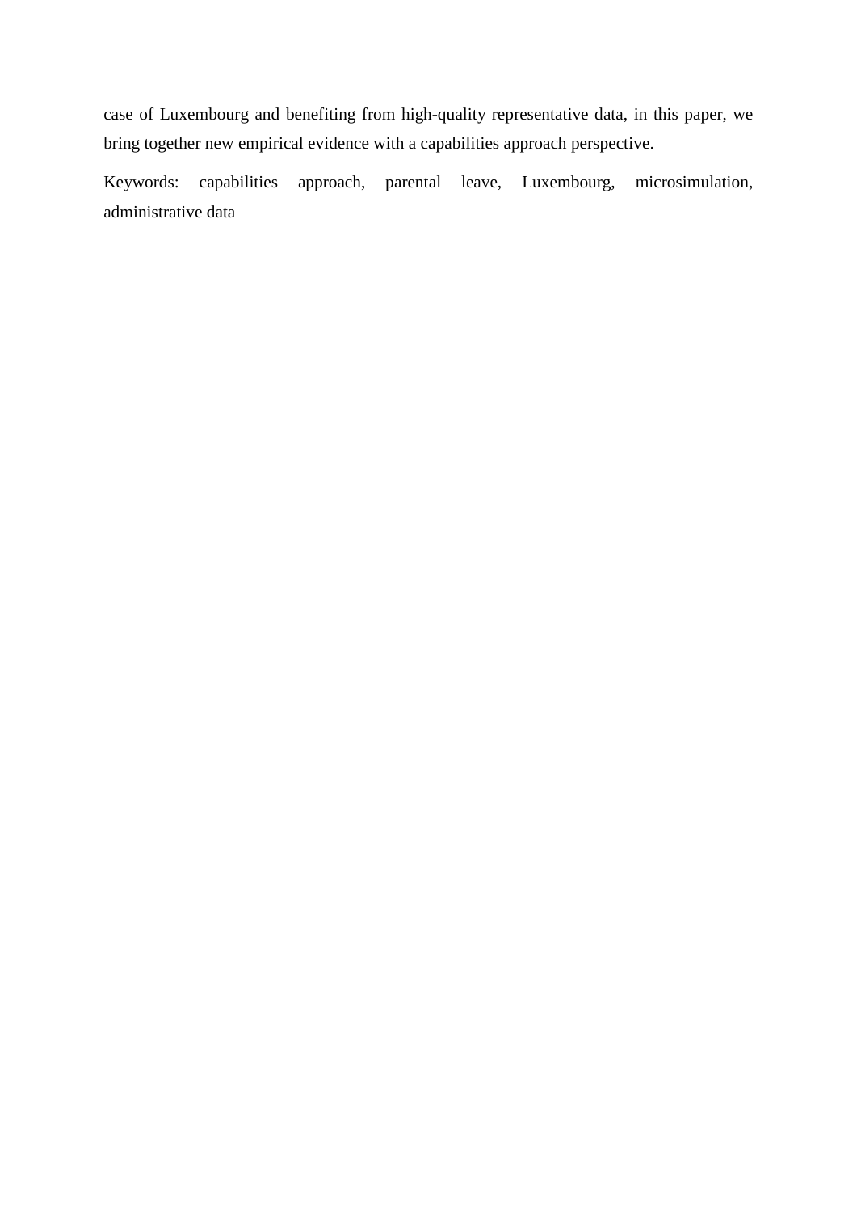case of Luxembourg and benefiting from high-quality representative data, in this paper, we bring together new empirical evidence with a capabilities approach perspective.

Keywords: capabilities approach, parental leave, Luxembourg, microsimulation, administrative data